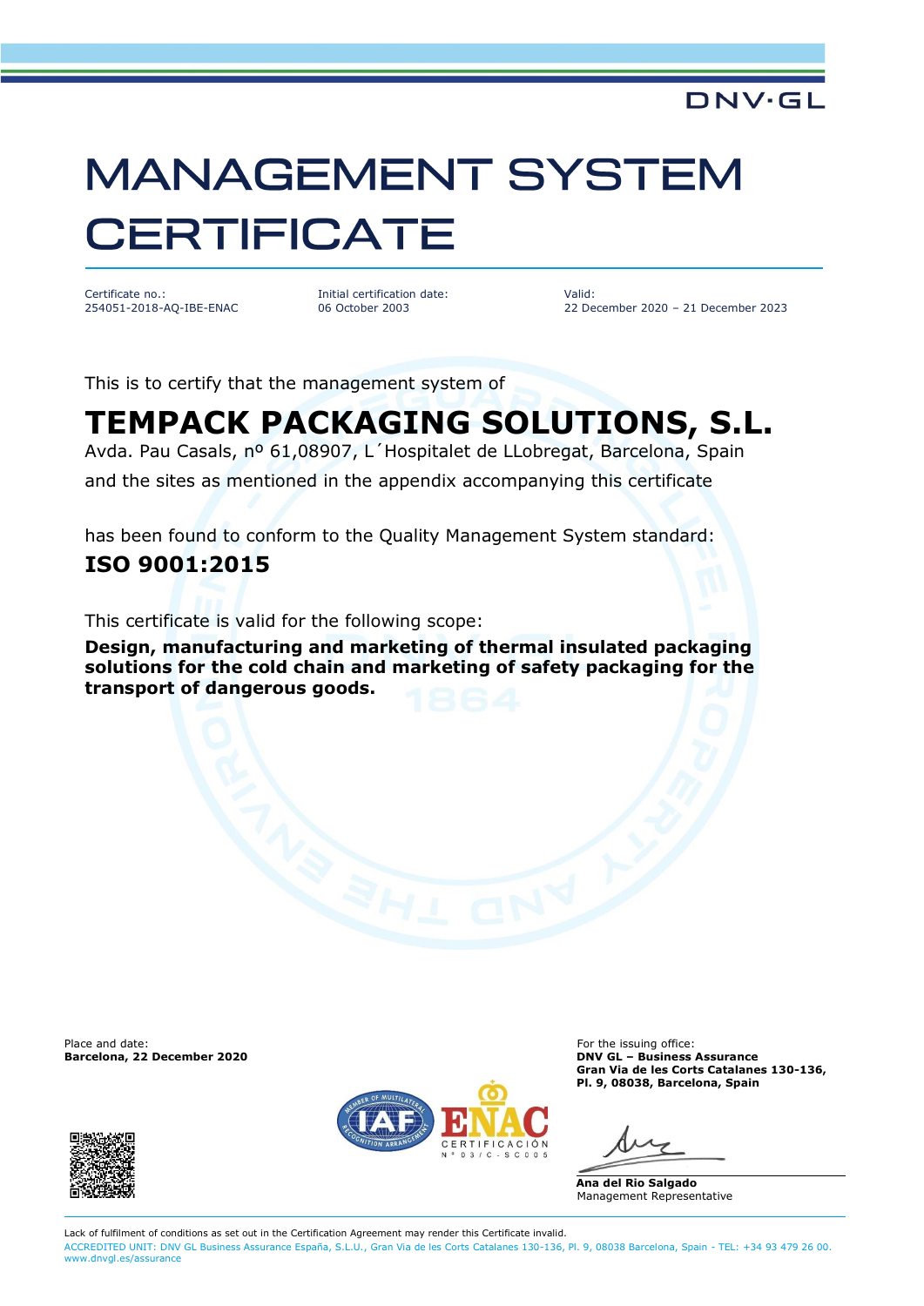DNV·GL

# MANAGEMENT SYSTEM CERTIFICATE

| Certificate no.: | Initial certification date: | Valid: |
|---|---|---|
| 254051-2018-AQ-IBE-ENAC | 06 October 2003 | 22 December 2020 – 21 December 2023 |

This is to certify that the management system of

## TEMPACK PACKAGING SOLUTIONS, S.L.

Avda. Pau Casals, nº 61,08907, L´Hospitalet de LLobregat, Barcelona, Spain

and the sites as mentioned in the appendix accompanying this certificate

has been found to conform to the Quality Management System standard:

## ISO 9001:2015

This certificate is valid for the following scope:

**Design, manufacturing and marketing of thermal insulated packaging solutions for the cold chain and marketing of safety packaging for the transport of dangerous goods.**

Place and date:
**Barcelona, 22 December 2020**

For the issuing office:
**DNV GL – Business Assurance**
**Gran Via de les Corts Catalanes 130-136, Pl. 9, 08038, Barcelona, Spain**

ENAC CERTIFICACIÓN Nº 03/C-SC005

**Ana del Rio Salgado**
Management Representative

Lack of fulfilment of conditions as set out in the Certification Agreement may render this Certificate invalid.
ACCREDITED UNIT: DNV GL Business Assurance España, S.L.U., Gran Via de les Corts Catalanes 130-136, Pl. 9, 08038 Barcelona, Spain - TEL: +34 93 479 26 00. www.dnvgl.es/assurance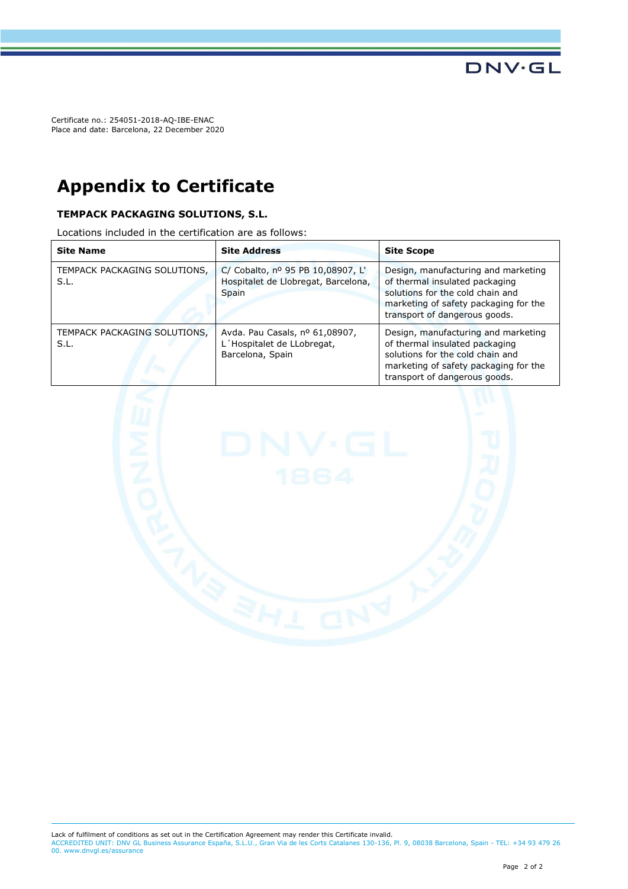Certificate no.: 254051-2018-AQ-IBE-ENAC
Place and date: Barcelona, 22 December 2020

# Appendix to Certificate

**TEMPACK PACKAGING SOLUTIONS, S.L.**

Locations included in the certification are as follows:

| Site Name | Site Address | Site Scope |
|---|---|---|
| TEMPACK PACKAGING SOLUTIONS, S.L. | C/ Cobalto, nº 95 PB 10,08907, L' Hospitalet de Llobregat, Barcelona, Spain | Design, manufacturing and marketing of thermal insulated packaging solutions for the cold chain and marketing of safety packaging for the transport of dangerous goods. |
| TEMPACK PACKAGING SOLUTIONS, S.L. | Avda. Pau Casals, nº 61,08907, L´Hospitalet de LLobregat, Barcelona, Spain | Design, manufacturing and marketing of thermal insulated packaging solutions for the cold chain and marketing of safety packaging for the transport of dangerous goods. |

Lack of fulfilment of conditions as set out in the Certification Agreement may render this Certificate invalid.
ACCREDITED UNIT: DNV GL Business Assurance España, S.L.U., Gran Via de les Corts Catalanes 130-136, Pl. 9, 08038 Barcelona, Spain - TEL: +34 93 479 26 00. www.dnvgl.es/assurance